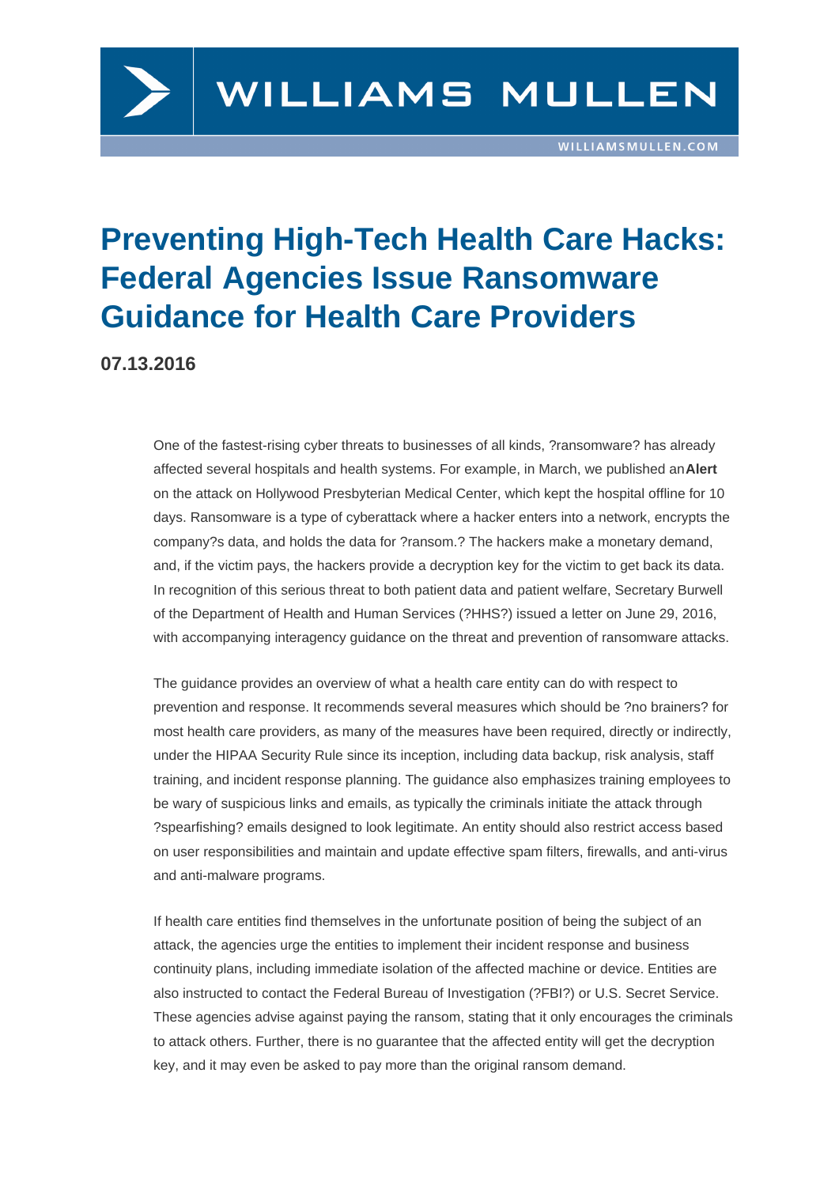# Preventing High-Tech Health Care Hacks: Federal Agencies Issue Ransomware Guidance for Health Care Providers

**07.13.2016**

One of the fastest-rising cyber threats to businesses of all kinds, ?ransomware? has already affected several hospitals and health systems. For example, in March, we published an **Alert** on the attack on Hollywood Presbyterian Medical Center, which kept the hospital offline for 10 days. Ransomware is a type of cyberattack where a hacker enters into a network, encrypts the company?s data, and holds the data for ?ransom.? The hackers make a monetary demand, and, if the victim pays, the hackers provide a decryption key for the victim to get back its data. In recognition of this serious threat to both patient data and patient welfare, Secretary Burwell of the Department of Health and Human Services (?HHS?) issued a letter on June 29, 2016, with accompanying interagency guidance on the threat and prevention of ransomware attacks.

The guidance provides an overview of what a health care entity can do with respect to prevention and response. It recommends several measures which should be ?no brainers? for most health care providers, as many of the measures have been required, directly or indirectly, under the HIPAA Security Rule since its inception, including data backup, risk analysis, staff training, and incident response planning. The guidance also emphasizes training employees to be wary of suspicious links and emails, as typically the criminals initiate the attack through ?spearfishing? emails designed to look legitimate. An entity should also restrict access based on user responsibilities and maintain and update effective spam filters, firewalls, and anti-virus and anti-malware programs.

If health care entities find themselves in the unfortunate position of being the subject of an attack, the agencies urge the entities to implement their incident response and business continuity plans, including immediate isolation of the affected machine or device. Entities are also instructed to contact the Federal Bureau of Investigation (?FBI?) or U.S. Secret Service. These agencies advise against paying the ransom, stating that it only encourages the criminals to attack others. Further, there is no guarantee that the affected entity will get the decryption key, and it may even be asked to pay more than the original ransom demand.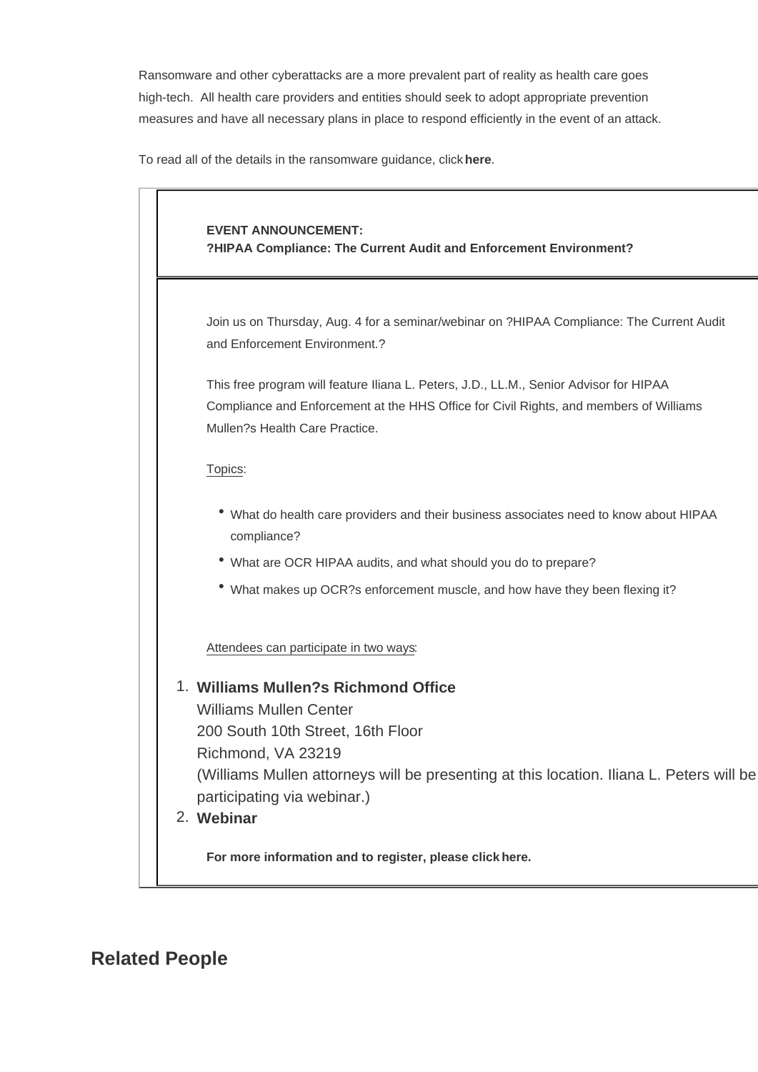Ransomware and other cyberattacks are a more prevalent part of reality as health care goes high-tech. All health care providers and entities should seek to adopt appropriate prevention measures and have all necessary plans in place to respond efficiently in the event of an attack.

To read all of the details in the ransomware guidance, click **here**.

**EVENT ANNOUNCEMENT:**
**?HIPAA Compliance: The Current Audit and Enforcement Environment?**

Join us on Thursday, Aug. 4 for a seminar/webinar on ?HIPAA Compliance: The Current Audit and Enforcement Environment.?

This free program will feature Iliana L. Peters, J.D., LL.M., Senior Advisor for HIPAA Compliance and Enforcement at the HHS Office for Civil Rights, and members of Williams Mullen?s Health Care Practice.

Topics:

- What do health care providers and their business associates need to know about HIPAA compliance?
- What are OCR HIPAA audits, and what should you do to prepare?
- What makes up OCR?s enforcement muscle, and how have they been flexing it?

Attendees can participate in two ways:

1. **Williams Mullen?s Richmond Office**
   Williams Mullen Center
   200 South 10th Street, 16th Floor
   Richmond, VA 23219
   (Williams Mullen attorneys will be presenting at this location. Iliana L. Peters will be participating via webinar.)
2. **Webinar**

**For more information and to register, please click here.**

## Related People